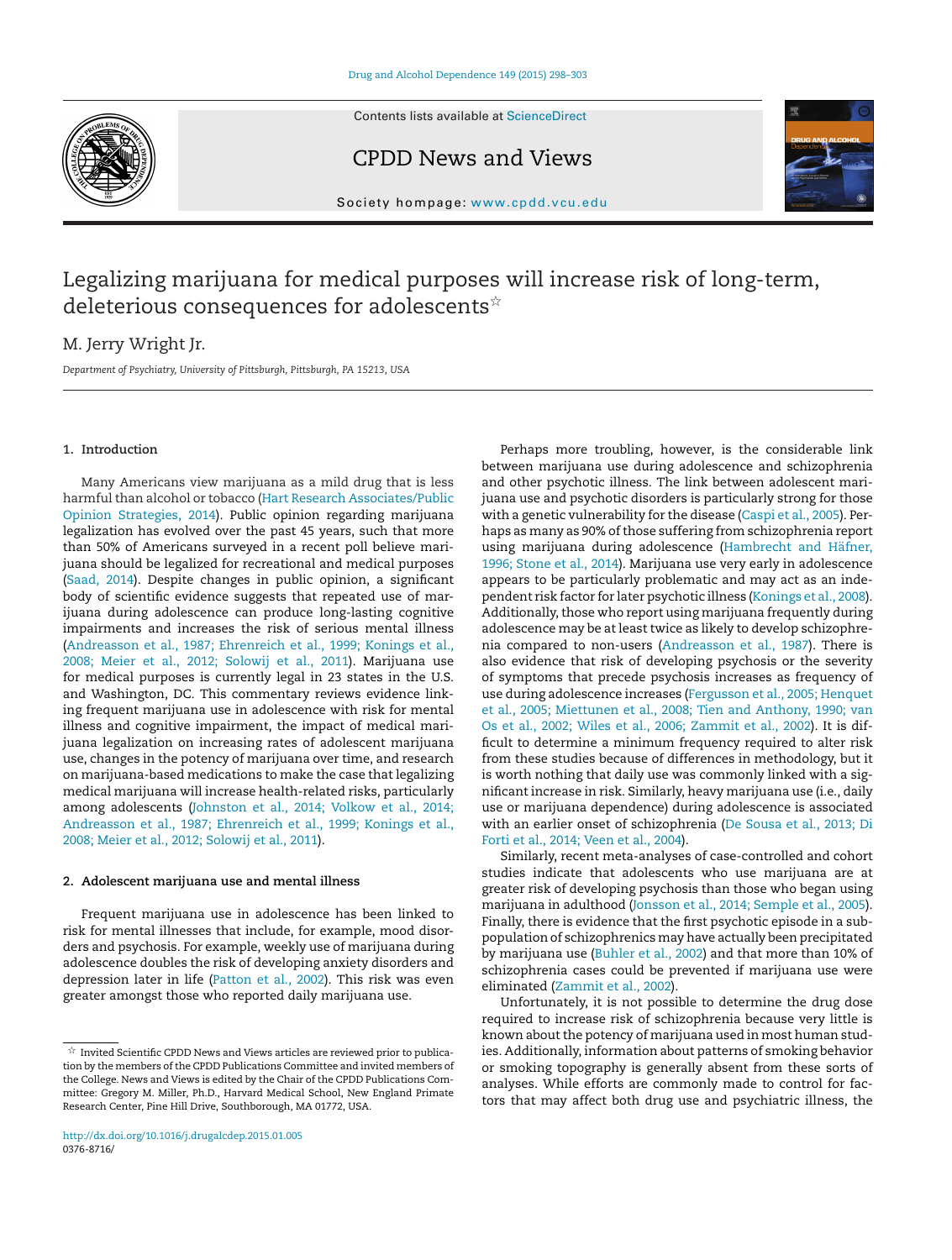CPDD News and Views

Society hompage: www.cpdd.vcu.edu

# Legalizing marijuana for medical purposes will increase risk of long-term, deleterious consequences for adolescents☆

M. Jerry Wright Jr.

*Department of Psychiatry, University of Pittsburgh, Pittsburgh, PA 15213, USA*

## 1. Introduction

Many Americans view marijuana as a mild drug that is less harmful than alcohol or tobacco (Hart Research Associates/Public Opinion Strategies, 2014). Public opinion regarding marijuana legalization has evolved over the past 45 years, such that more than 50% of Americans surveyed in a recent poll believe marijuana should be legalized for recreational and medical purposes (Saad, 2014). Despite changes in public opinion, a significant body of scientific evidence suggests that repeated use of marijuana during adolescence can produce long-lasting cognitive impairments and increases the risk of serious mental illness (Andreasson et al., 1987; Ehrenreich et al., 1999; Konings et al., 2008; Meier et al., 2012; Solowij et al., 2011). Marijuana use for medical purposes is currently legal in 23 states in the U.S. and Washington, DC. This commentary reviews evidence linking frequent marijuana use in adolescence with risk for mental illness and cognitive impairment, the impact of medical marijuana legalization on increasing rates of adolescent marijuana use, changes in the potency of marijuana over time, and research on marijuana-based medications to make the case that legalizing medical marijuana will increase health-related risks, particularly among adolescents (Johnston et al., 2014; Volkow et al., 2014; Andreasson et al., 1987; Ehrenreich et al., 1999; Konings et al., 2008; Meier et al., 2012; Solowij et al., 2011).

## 2. Adolescent marijuana use and mental illness

Frequent marijuana use in adolescence has been linked to risk for mental illnesses that include, for example, mood disorders and psychosis. For example, weekly use of marijuana during adolescence doubles the risk of developing anxiety disorders and depression later in life (Patton et al., 2002). This risk was even greater amongst those who reported daily marijuana use.

Perhaps more troubling, however, is the considerable link between marijuana use during adolescence and schizophrenia and other psychotic illness. The link between adolescent marijuana use and psychotic disorders is particularly strong for those with a genetic vulnerability for the disease (Caspi et al., 2005). Perhaps as many as 90% of those suffering from schizophrenia report using marijuana during adolescence (Hambrecht and Häfner, 1996; Stone et al., 2014). Marijuana use very early in adolescence appears to be particularly problematic and may act as an independent risk factor for later psychotic illness (Konings et al., 2008). Additionally, those who report using marijuana frequently during adolescence may be at least twice as likely to develop schizophrenia compared to non-users (Andreasson et al., 1987). There is also evidence that risk of developing psychosis or the severity of symptoms that precede psychosis increases as frequency of use during adolescence increases (Fergusson et al., 2005; Henquet et al., 2005; Miettunen et al., 2008; Tien and Anthony, 1990; van Os et al., 2002; Wiles et al., 2006; Zammit et al., 2002). It is difficult to determine a minimum frequency required to alter risk from these studies because of differences in methodology, but it is worth nothing that daily use was commonly linked with a significant increase in risk. Similarly, heavy marijuana use (i.e., daily use or marijuana dependence) during adolescence is associated with an earlier onset of schizophrenia (De Sousa et al., 2013; Di Forti et al., 2014; Veen et al., 2004).

Similarly, recent meta-analyses of case-controlled and cohort studies indicate that adolescents who use marijuana are at greater risk of developing psychosis than those who began using marijuana in adulthood (Jonsson et al., 2014; Semple et al., 2005). Finally, there is evidence that the first psychotic episode in a subpopulation of schizophrenics may have actually been precipitated by marijuana use (Buhler et al., 2002) and that more than 10% of schizophrenia cases could be prevented if marijuana use were eliminated (Zammit et al., 2002).

Unfortunately, it is not possible to determine the drug dose required to increase risk of schizophrenia because very little is known about the potency of marijuana used in most human studies. Additionally, information about patterns of smoking behavior or smoking topography is generally absent from these sorts of analyses. While efforts are commonly made to control for factors that may affect both drug use and psychiatric illness, the

☆ Invited Scientific CPDD News and Views articles are reviewed prior to publication by the members of the CPDD Publications Committee and invited members of the College. News and Views is edited by the Chair of the CPDD Publications Committee: Gregory M. Miller, Ph.D., Harvard Medical School, New England Primate Research Center, Pine Hill Drive, Southborough, MA 01772, USA.

http://dx.doi.org/10.1016/j.drugalcdep.2015.01.005
0376-8716/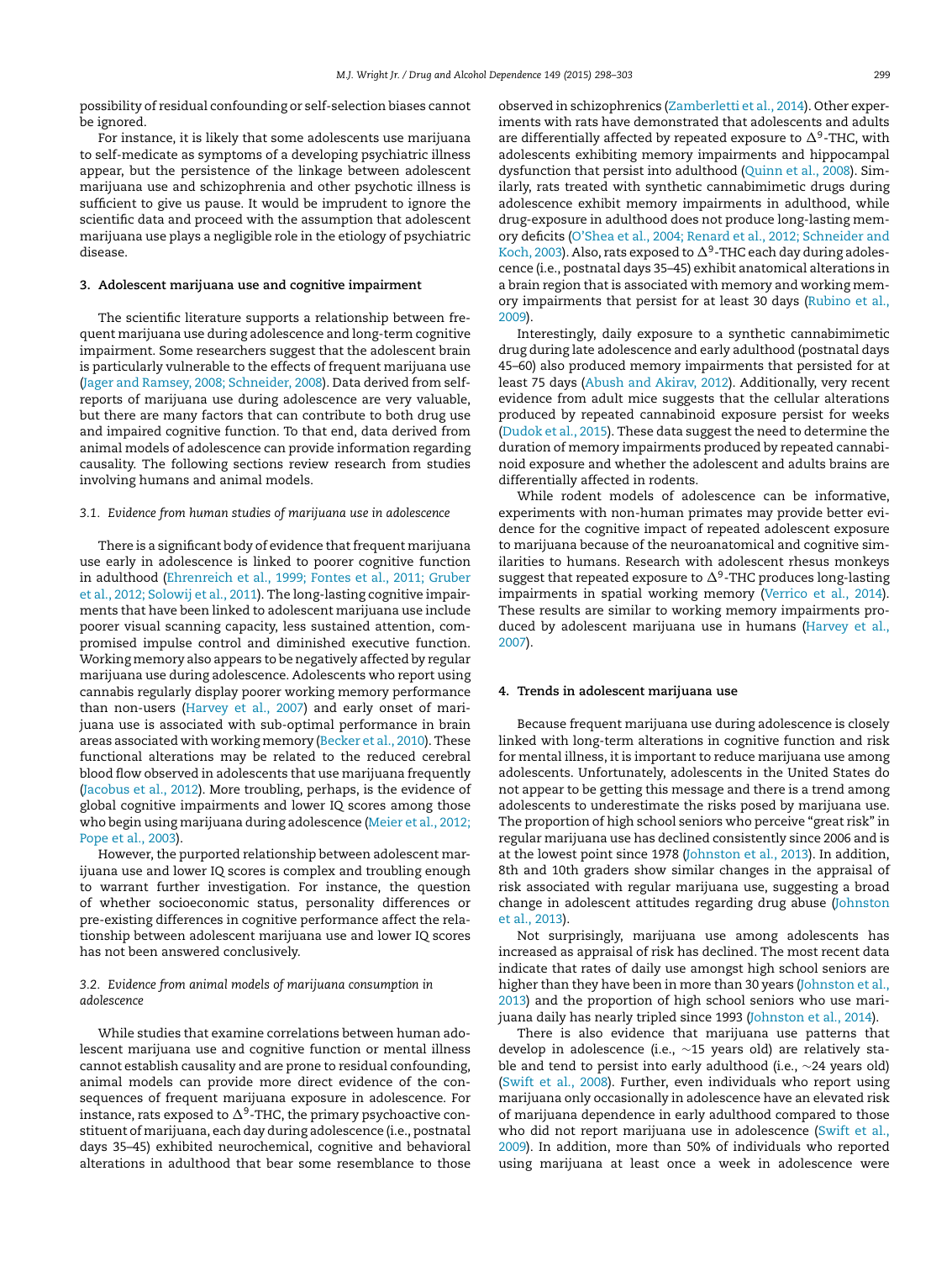possibility of residual confounding or self-selection biases cannot be ignored.

For instance, it is likely that some adolescents use marijuana to self-medicate as symptoms of a developing psychiatric illness appear, but the persistence of the linkage between adolescent marijuana use and schizophrenia and other psychotic illness is sufficient to give us pause. It would be imprudent to ignore the scientific data and proceed with the assumption that adolescent marijuana use plays a negligible role in the etiology of psychiatric disease.

## 3. Adolescent marijuana use and cognitive impairment

The scientific literature supports a relationship between frequent marijuana use during adolescence and long-term cognitive impairment. Some researchers suggest that the adolescent brain is particularly vulnerable to the effects of frequent marijuana use (Jager and Ramsey, 2008; Schneider, 2008). Data derived from self-reports of marijuana use during adolescence are very valuable, but there are many factors that can contribute to both drug use and impaired cognitive function. To that end, data derived from animal models of adolescence can provide information regarding causality. The following sections review research from studies involving humans and animal models.

### 3.1. Evidence from human studies of marijuana use in adolescence

There is a significant body of evidence that frequent marijuana use early in adolescence is linked to poorer cognitive function in adulthood (Ehrenreich et al., 1999; Fontes et al., 2011; Gruber et al., 2012; Solowij et al., 2011). The long-lasting cognitive impairments that have been linked to adolescent marijuana use include poorer visual scanning capacity, less sustained attention, compromised impulse control and diminished executive function. Working memory also appears to be negatively affected by regular marijuana use during adolescence. Adolescents who report using cannabis regularly display poorer working memory performance than non-users (Harvey et al., 2007) and early onset of marijuana use is associated with sub-optimal performance in brain areas associated with working memory (Becker et al., 2010). These functional alterations may be related to the reduced cerebral blood flow observed in adolescents that use marijuana frequently (Jacobus et al., 2012). More troubling, perhaps, is the evidence of global cognitive impairments and lower IQ scores among those who begin using marijuana during adolescence (Meier et al., 2012; Pope et al., 2003).

However, the purported relationship between adolescent marijuana use and lower IQ scores is complex and troubling enough to warrant further investigation. For instance, the question of whether socioeconomic status, personality differences or pre-existing differences in cognitive performance affect the relationship between adolescent marijuana use and lower IQ scores has not been answered conclusively.

### 3.2. Evidence from animal models of marijuana consumption in adolescence

While studies that examine correlations between human adolescent marijuana use and cognitive function or mental illness cannot establish causality and are prone to residual confounding, animal models can provide more direct evidence of the consequences of frequent marijuana exposure in adolescence. For instance, rats exposed to $\Delta^9$-THC, the primary psychoactive constituent of marijuana, each day during adolescence (i.e., postnatal days 35–45) exhibited neurochemical, cognitive and behavioral alterations in adulthood that bear some resemblance to those observed in schizophrenics (Zamberletti et al., 2014). Other experiments with rats have demonstrated that adolescents and adults are differentially affected by repeated exposure to $\Delta^9$-THC, with adolescents exhibiting memory impairments and hippocampal dysfunction that persist into adulthood (Quinn et al., 2008). Similarly, rats treated with synthetic cannabimimetic drugs during adolescence exhibit memory impairments in adulthood, while drug-exposure in adulthood does not produce long-lasting memory deficits (O'Shea et al., 2004; Renard et al., 2012; Schneider and Koch, 2003). Also, rats exposed to $\Delta^9$-THC each day during adolescence (i.e., postnatal days 35–45) exhibit anatomical alterations in a brain region that is associated with memory and working memory impairments that persist for at least 30 days (Rubino et al., 2009).

Interestingly, daily exposure to a synthetic cannabimimetic drug during late adolescence and early adulthood (postnatal days 45–60) also produced memory impairments that persisted for at least 75 days (Abush and Akirav, 2012). Additionally, very recent evidence from adult mice suggests that the cellular alterations produced by repeated cannabinoid exposure persist for weeks (Dudok et al., 2015). These data suggest the need to determine the duration of memory impairments produced by repeated cannabinoid exposure and whether the adolescent and adults brains are differentially affected in rodents.

While rodent models of adolescence can be informative, experiments with non-human primates may provide better evidence for the cognitive impact of repeated adolescent exposure to marijuana because of the neuroanatomical and cognitive similarities to humans. Research with adolescent rhesus monkeys suggest that repeated exposure to $\Delta^9$-THC produces long-lasting impairments in spatial working memory (Verrico et al., 2014). These results are similar to working memory impairments produced by adolescent marijuana use in humans (Harvey et al., 2007).

## 4. Trends in adolescent marijuana use

Because frequent marijuana use during adolescence is closely linked with long-term alterations in cognitive function and risk for mental illness, it is important to reduce marijuana use among adolescents. Unfortunately, adolescents in the United States do not appear to be getting this message and there is a trend among adolescents to underestimate the risks posed by marijuana use. The proportion of high school seniors who perceive "great risk" in regular marijuana use has declined consistently since 2006 and is at the lowest point since 1978 (Johnston et al., 2013). In addition, 8th and 10th graders show similar changes in the appraisal of risk associated with regular marijuana use, suggesting a broad change in adolescent attitudes regarding drug abuse (Johnston et al., 2013).

Not surprisingly, marijuana use among adolescents has increased as appraisal of risk has declined. The most recent data indicate that rates of daily use amongst high school seniors are higher than they have been in more than 30 years (Johnston et al., 2013) and the proportion of high school seniors who use marijuana daily has nearly tripled since 1993 (Johnston et al., 2014).

There is also evidence that marijuana use patterns that develop in adolescence (i.e., ~15 years old) are relatively stable and tend to persist into early adulthood (i.e., ~24 years old) (Swift et al., 2008). Further, even individuals who report using marijuana only occasionally in adolescence have an elevated risk of marijuana dependence in early adulthood compared to those who did not report marijuana use in adolescence (Swift et al., 2009). In addition, more than 50% of individuals who reported using marijuana at least once a week in adolescence were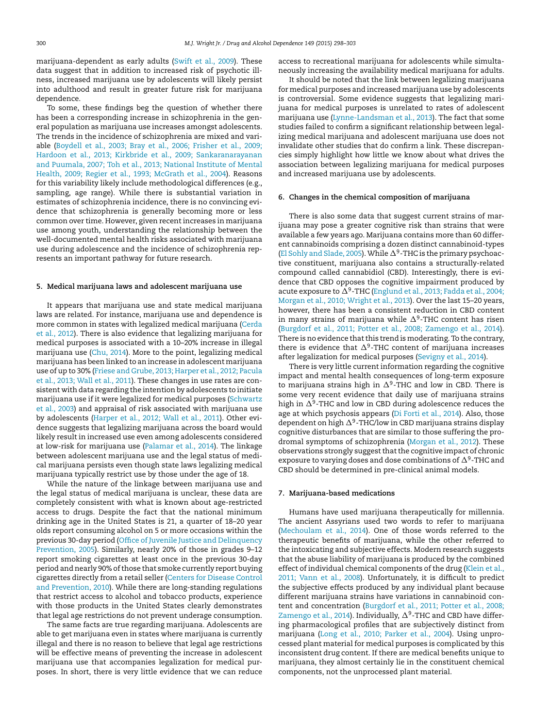marijuana-dependent as early adults (Swift et al., 2009). These data suggest that in addition to increased risk of psychotic illness, increased marijuana use by adolescents will likely persist into adulthood and result in greater future risk for marijuana dependence.

To some, these findings beg the question of whether there has been a corresponding increase in schizophrenia in the general population as marijuana use increases amongst adolescents. The trends in the incidence of schizophrenia are mixed and variable (Boydell et al., 2003; Bray et al., 2006; Frisher et al., 2009; Hardoon et al., 2013; Kirkbride et al., 2009; Sankaranarayanan and Puumala, 2007; Toh et al., 2013; National Institute of Mental Health, 2009; Regier et al., 1993; McGrath et al., 2004). Reasons for this variability likely include methodological differences (e.g., sampling, age range). While there is substantial variation in estimates of schizophrenia incidence, there is no convincing evidence that schizophrenia is generally becoming more or less common over time. However, given recent increases in marijuana use among youth, understanding the relationship between the well-documented mental health risks associated with marijuana use during adolescence and the incidence of schizophrenia represents an important pathway for future research.

## 5. Medical marijuana laws and adolescent marijuana use

It appears that marijuana use and state medical marijuana laws are related. For instance, marijuana use and dependence is more common in states with legalized medical marijuana (Cerda et al., 2012). There is also evidence that legalizing marijuana for medical purposes is associated with a 10–20% increase in illegal marijuana use (Chu, 2014). More to the point, legalizing medical marijuana has been linked to an increase in adolescent marijuana use of up to 30% (Friese and Grube, 2013; Harper et al., 2012; Pacula et al., 2013; Wall et al., 2011). These changes in use rates are consistent with data regarding the intention by adolescents to initiate marijuana use if it were legalized for medical purposes (Schwartz et al., 2003) and appraisal of risk associated with marijuana use by adolescents (Harper et al., 2012; Wall et al., 2011). Other evidence suggests that legalizing marijuana across the board would likely result in increased use even among adolescents considered at low-risk for marijuana use (Palamar et al., 2014). The linkage between adolescent marijuana use and the legal status of medical marijuana persists even though state laws legalizing medical marijuana typically restrict use by those under the age of 18.

While the nature of the linkage between marijuana use and the legal status of medical marijuana is unclear, these data are completely consistent with what is known about age-restricted access to drugs. Despite the fact that the national minimum drinking age in the United States is 21, a quarter of 18–20 year olds report consuming alcohol on 5 or more occasions within the previous 30-day period (Office of Juvenile Justice and Delinquency Prevention, 2005). Similarly, nearly 20% of those in grades 9–12 report smoking cigarettes at least once in the previous 30-day period and nearly 90% of those that smoke currently report buying cigarettes directly from a retail seller (Centers for Disease Control and Prevention, 2010). While there are long-standing regulations that restrict access to alcohol and tobacco products, experience with those products in the United States clearly demonstrates that legal age restrictions do not prevent underage consumption.

The same facts are true regarding marijuana. Adolescents are able to get marijuana even in states where marijuana is currently illegal and there is no reason to believe that legal age restrictions will be effective means of preventing the increase in adolescent marijuana use that accompanies legalization for medical purposes. In short, there is very little evidence that we can reduce access to recreational marijuana for adolescents while simultaneously increasing the availability medical marijuana for adults.

It should be noted that the link between legalizing marijuana for medical purposes and increased marijuana use by adolescents is controversial. Some evidence suggests that legalizing marijuana for medical purposes is unrelated to rates of adolescent marijuana use (Lynne-Landsman et al., 2013). The fact that some studies failed to confirm a significant relationship between legalizing medical marijuana and adolescent marijuana use does not invalidate other studies that do confirm a link. These discrepancies simply highlight how little we know about what drives the association between legalizing marijuana for medical purposes and increased marijuana use by adolescents.

## 6. Changes in the chemical composition of marijuana

There is also some data that suggest current strains of marijuana may pose a greater cognitive risk than strains that were available a few years ago. Marijuana contains more than 60 different cannabinoids comprising a dozen distinct cannabinoid-types (El Sohly and Slade, 2005). While $\Delta^9$-THC is the primary psychoactive constituent, marijuana also contains a structurally-related compound called cannabidiol (CBD). Interestingly, there is evidence that CBD opposes the cognitive impairment produced by acute exposure to $\Delta^9$-THC (Englund et al., 2013; Fadda et al., 2004; Morgan et al., 2010; Wright et al., 2013). Over the last 15–20 years, however, there has been a consistent reduction in CBD content in many strains of marijuana while $\Delta^9$-THC content has risen (Burgdorf et al., 2011; Potter et al., 2008; Zamengo et al., 2014). There is no evidence that this trend is moderating. To the contrary, there is evidence that $\Delta^9$-THC content of marijuana increases after legalization for medical purposes (Sevigny et al., 2014).

There is very little current information regarding the cognitive impact and mental health consequences of long-term exposure to marijuana strains high in $\Delta^9$-THC and low in CBD. There is some very recent evidence that daily use of marijuana strains high in $\Delta^9$-THC and low in CBD during adolescence reduces the age at which psychosis appears (Di Forti et al., 2014). Also, those dependent on high $\Delta^9$-THC/low in CBD marijuana strains display cognitive disturbances that are similar to those suffering the prodromal symptoms of schizophrenia (Morgan et al., 2012). These observations strongly suggest that the cognitive impact of chronic exposure to varying doses and dose combinations of $\Delta^9$-THC and CBD should be determined in pre-clinical animal models.

## 7. Marijuana-based medications

Humans have used marijuana therapeutically for millennia. The ancient Assyrians used two words to refer to marijuana (Mechoulam et al., 2014). One of those words referred to the therapeutic benefits of marijuana, while the other referred to the intoxicating and subjective effects. Modern research suggests that the abuse liability of marijuana is produced by the combined effect of individual chemical components of the drug (Klein et al., 2011; Vann et al., 2008). Unfortunately, it is difficult to predict the subjective effects produced by any individual plant because different marijuana strains have variations in cannabinoid content and concentration (Burgdorf et al., 2011; Potter et al., 2008; Zamengo et al., 2014). Individually, $\Delta^9$-THC and CBD have differing pharmacological profiles that are subjectively distinct from marijuana (Long et al., 2010; Parker et al., 2004). Using unprocessed plant material for medical purposes is complicated by this inconsistent drug content. If there are medical benefits unique to marijuana, they almost certainly lie in the constituent chemical components, not the unprocessed plant material.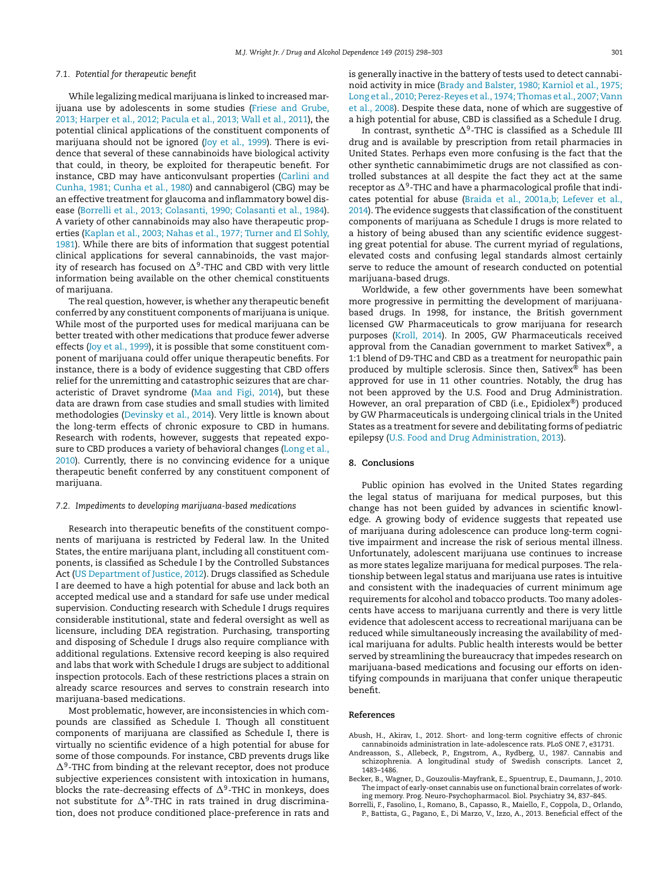### 7.1. Potential for therapeutic benefit

While legalizing medical marijuana is linked to increased marijuana use by adolescents in some studies (Friese and Grube, 2013; Harper et al., 2012; Pacula et al., 2013; Wall et al., 2011), the potential clinical applications of the constituent components of marijuana should not be ignored (Joy et al., 1999). There is evidence that several of these cannabinoids have biological activity that could, in theory, be exploited for therapeutic benefit. For instance, CBD may have anticonvulsant properties (Carlini and Cunha, 1981; Cunha et al., 1980) and cannabigerol (CBG) may be an effective treatment for glaucoma and inflammatory bowel disease (Borrelli et al., 2013; Colasanti, 1990; Colasanti et al., 1984). A variety of other cannabinoids may also have therapeutic properties (Kaplan et al., 2003; Nahas et al., 1977; Turner and El Sohly, 1981). While there are bits of information that suggest potential clinical applications for several cannabinoids, the vast majority of research has focused on $\Delta^9$-THC and CBD with very little information being available on the other chemical constituents of marijuana.

The real question, however, is whether any therapeutic benefit conferred by any constituent components of marijuana is unique. While most of the purported uses for medical marijuana can be better treated with other medications that produce fewer adverse effects (Joy et al., 1999), it is possible that some constituent component of marijuana could offer unique therapeutic benefits. For instance, there is a body of evidence suggesting that CBD offers relief for the unremitting and catastrophic seizures that are characteristic of Dravet syndrome (Maa and Figi, 2014), but these data are drawn from case studies and small studies with limited methodologies (Devinsky et al., 2014). Very little is known about the long-term effects of chronic exposure to CBD in humans. Research with rodents, however, suggests that repeated exposure to CBD produces a variety of behavioral changes (Long et al., 2010). Currently, there is no convincing evidence for a unique therapeutic benefit conferred by any constituent component of marijuana.

### 7.2. Impediments to developing marijuana-based medications

Research into therapeutic benefits of the constituent components of marijuana is restricted by Federal law. In the United States, the entire marijuana plant, including all constituent components, is classified as Schedule I by the Controlled Substances Act (US Department of Justice, 2012). Drugs classified as Schedule I are deemed to have a high potential for abuse and lack both an accepted medical use and a standard for safe use under medical supervision. Conducting research with Schedule I drugs requires considerable institutional, state and federal oversight as well as licensure, including DEA registration. Purchasing, transporting and disposing of Schedule I drugs also require compliance with additional regulations. Extensive record keeping is also required and labs that work with Schedule I drugs are subject to additional inspection protocols. Each of these restrictions places a strain on already scarce resources and serves to constrain research into marijuana-based medications.

Most problematic, however, are inconsistencies in which compounds are classified as Schedule I. Though all constituent components of marijuana are classified as Schedule I, there is virtually no scientific evidence of a high potential for abuse for some of those compounds. For instance, CBD prevents drugs like $\Delta^9$-THC from binding at the relevant receptor, does not produce subjective experiences consistent with intoxication in humans, blocks the rate-decreasing effects of $\Delta^9$-THC in monkeys, does not substitute for $\Delta^9$-THC in rats trained in drug discrimination, does not produce conditioned place-preference in rats and is generally inactive in the battery of tests used to detect cannabinoid activity in mice (Brady and Balster, 1980; Karniol et al., 1975; Long et al., 2010; Perez-Reyes et al., 1974; Thomas et al., 2007; Vann et al., 2008). Despite these data, none of which are suggestive of a high potential for abuse, CBD is classified as a Schedule I drug.

In contrast, synthetic $\Delta^9$-THC is classified as a Schedule III drug and is available by prescription from retail pharmacies in United States. Perhaps even more confusing is the fact that the other synthetic cannabimimetic drugs are not classified as controlled substances at all despite the fact they act at the same receptor as $\Delta^9$-THC and have a pharmacological profile that indicates potential for abuse (Braida et al., 2001a,b; Lefever et al., 2014). The evidence suggests that classification of the constituent components of marijuana as Schedule I drugs is more related to a history of being abused than any scientific evidence suggesting great potential for abuse. The current myriad of regulations, elevated costs and confusing legal standards almost certainly serve to reduce the amount of research conducted on potential marijuana-based drugs.

Worldwide, a few other governments have been somewhat more progressive in permitting the development of marijuana-based drugs. In 1998, for instance, the British government licensed GW Pharmaceuticals to grow marijuana for research purposes (Kroll, 2014). In 2005, GW Pharmaceuticals received approval from the Canadian government to market Sativex®, a 1:1 blend of D9-THC and CBD as a treatment for neuropathic pain produced by multiple sclerosis. Since then, Sativex® has been approved for use in 11 other countries. Notably, the drug has not been approved by the U.S. Food and Drug Administration. However, an oral preparation of CBD (i.e., Epidiolex®) produced by GW Pharmaceuticals is undergoing clinical trials in the United States as a treatment for severe and debilitating forms of pediatric epilepsy (U.S. Food and Drug Administration, 2013).

## 8. Conclusions

Public opinion has evolved in the United States regarding the legal status of marijuana for medical purposes, but this change has not been guided by advances in scientific knowledge. A growing body of evidence suggests that repeated use of marijuana during adolescence can produce long-term cognitive impairment and increase the risk of serious mental illness. Unfortunately, adolescent marijuana use continues to increase as more states legalize marijuana for medical purposes. The relationship between legal status and marijuana use rates is intuitive and consistent with the inadequacies of current minimum age requirements for alcohol and tobacco products. Too many adolescents have access to marijuana currently and there is very little evidence that adolescent access to recreational marijuana can be reduced while simultaneously increasing the availability of medical marijuana for adults. Public health interests would be better served by streamlining the bureaucracy that impedes research on marijuana-based medications and focusing our efforts on identifying compounds in marijuana that confer unique therapeutic benefit.

## References

Abush, H., Akirav, I., 2012. Short- and long-term cognitive effects of chronic cannabinoids administration in late-adolescence rats. PLoS ONE 7, e31731.

Andreasson, S., Allebeck, P., Engstrom, A., Rydberg, U., 1987. Cannabis and schizophrenia. A longitudinal study of Swedish conscripts. Lancet 2, 1483–1486.

Becker, B., Wagner, D., Gouzoulis-Mayfrank, E., Spuentrup, E., Daumann, J., 2010. The impact of early-onset cannabis use on functional brain correlates of working memory. Prog. Neuro-Psychopharmacol. Biol. Psychiatry 34, 837–845.

Borrelli, F., Fasolino, I., Romano, B., Capasso, R., Maiello, F., Coppola, D., Orlando, P., Battista, G., Pagano, E., Di Marzo, V., Izzo, A., 2013. Beneficial effect of the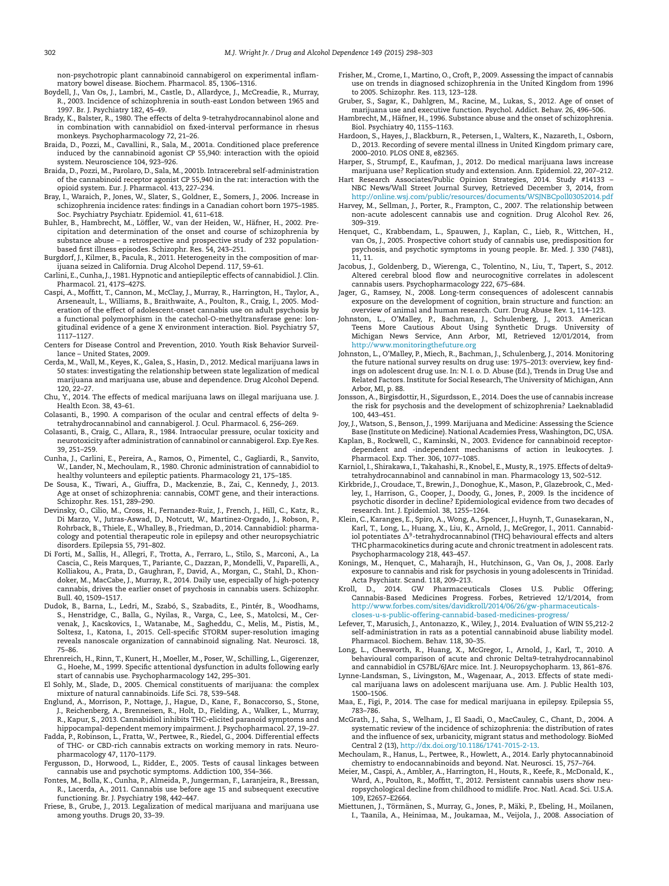non-psychotropic plant cannabinoid cannabigerol on experimental inflammatory bowel disease. Biochem. Pharmacol. 85, 1306–1316.

Boydell, J., Van Os, J., Lambri, M., Castle, D., Allardyce, J., McCreadie, R., Murray, R., 2003. Incidence of schizophrenia in south-east London between 1965 and 1997. Br. J. Psychiatry 182, 45–49.

Brady, K., Balster, R., 1980. The effects of delta 9-tetrahydrocannabinol alone and in combination with cannabidiol on fixed-interval performance in rhesus monkeys. Psychopharmacology 72, 21–26.

Braida, D., Pozzi, M., Cavallini, R., Sala, M., 2001a. Conditioned place preference induced by the cannabinoid agonist CP 55,940: interaction with the opioid system. Neuroscience 104, 923–926.

Braida, D., Pozzi, M., Parolaro, D., Sala, M., 2001b. Intracerebral self-administration of the cannabinoid receptor agonist CP 55,940 in the rat: interaction with the opioid system. Eur. J. Pharmacol. 413, 227–234.

Bray, I., Waraich, P., Jones, W., Slater, S., Goldner, E., Somers, J., 2006. Increase in schizophrenia incidence rates: findings in a Canadian cohort born 1975–1985. Soc. Psychiatry Psychiatr. Epidemiol. 41, 611–618.

Buhler, B., Hambrecht, M., Löffler, W., van der Heiden, W., Häfner, H., 2002. Precipitation and determination of the onset and course of schizophrenia by substance abuse – a retrospective and prospective study of 232 population-based first illness episodes. Schizophr. Res. 54, 243–251.

Burgdorf, J., Kilmer, B., Pacula, R., 2011. Heterogeneity in the composition of marijuana seized in California. Drug Alcohol Depend. 117, 59–61.

Carlini, E., Cunha, J., 1981. Hypnotic and antiepileptic effects of cannabidiol. J. Clin. Pharmacol. 21, 417S–427S.

Caspi, A., Moffitt, T., Cannon, M., McClay, J., Murray, R., Harrington, H., Taylor, A., Arseneault, L., Williams, B., Braithwaite, A., Poulton, R., Craig, I., 2005. Moderation of the effect of adolescent-onset cannabis use on adult psychosis by a functional polymorphism in the catechol-O-methyltransferase gene: longitudinal evidence of a gene X environment interaction. Biol. Psychiatry 57, 1117–1127.

Centers for Disease Control and Prevention, 2010. Youth Risk Behavior Surveillance – United States, 2009.

Cerda, M., Wall, M., Keyes, K., Galea, S., Hasin, D., 2012. Medical marijuana laws in 50 states: investigating the relationship between state legalization of medical marijuana and marijuana use, abuse and dependence. Drug Alcohol Depend. 120, 22–27.

Chu, Y., 2014. The effects of medical marijuana laws on illegal marijuana use. J. Health Econ. 38, 43–61.

Colasanti, B., 1990. A comparison of the ocular and central effects of delta 9-tetrahydrocannabinol and cannabigerol. J. Ocul. Pharmacol. 6, 256–269.

Colasanti, B., Craig, C., Allara, R., 1984. Intraocular pressure, ocular toxicity and neurotoxicity after administration of cannabinol or cannabigerol. Exp. Eye Res. 39, 251–259.

Cunha, J., Carlini, E., Pereira, A., Ramos, O., Pimentel, C., Gagliardi, R., Sanvito, W., Lander, N., Mechoulam, R., 1980. Chronic administration of cannabidiol to healthy volunteers and epileptic patients. Pharmacology 21, 175–185.

De Sousa, K., Tiwari, A., Giuffra, D., Mackenzie, B., Zai, C., Kennedy, J., 2013. Age at onset of schizophrenia: cannabis, COMT gene, and their interactions. Schizophr. Res. 151, 289–290.

Devinsky, O., Cilio, M., Cross, H., Fernandez-Ruiz, J., French, J., Hill, C., Katz, R., Di Marzo, V., Jutras-Aswad, D., Notcutt, W., Martinez-Orgado, J., Robson, P., Rohrback, B., Thiele, E., Whalley, B., Friedman, D., 2014. Cannabidiol: pharmacology and potential therapeutic role in epilepsy and other neuropsychiatric disorders. Epilepsia 55, 791–802.

Di Forti, M., Sallis, H., Allegri, F., Trotta, A., Ferraro, L., Stilo, S., Marconi, A., La Cascia, C., Reis Marques, T., Pariante, C., Dazzan, P., Mondelli, V., Paparelli, A., Kolliakou, A., Prata, D., Gaughran, F., David, A., Morgan, C., Stahl, D., Khondoker, M., MacCabe, J., Murray, R., 2014. Daily use, especially of high-potency cannabis, drives the earlier onset of psychosis in cannabis users. Schizophr. Bull. 40, 1509–1517.

Dudok, B., Barna, L., Ledri, M., Szabó, S., Szabadits, E., Pintér, B., Woodhams, S., Henstridge, C., Balla, G., Nyilas, R., Varga, C., Lee, S., Matolcsi, M., Cervenak, J., Kacskovics, I., Watanabe, M., Sagheddu, C., Melis, M., Pistis, M., Soltesz, I., Katona, I., 2015. Cell-specific STORM super-resolution imaging reveals nanoscale organization of cannabinoid signaling. Nat. Neurosci. 18, 75–86.

Ehrenreich, H., Rinn, T., Kunert, H., Moeller, M., Poser, W., Schilling, L., Gigerenzer, G., Hoehe, M., 1999. Specific attentional dysfunction in adults following early start of cannabis use. Psychopharmacology 142, 295–301.

El Sohly, M., Slade, D., 2005. Chemical constituents of marijuana: the complex mixture of natural cannabinoids. Life Sci. 78, 539–548.

Englund, A., Morrison, P., Nottage, J., Hague, D., Kane, F., Bonaccorso, S., Stone, J., Reichenberg, A., Brenneisen, R., Holt, D., Fielding, A., Walker, L., Murray, R., Kapur, S., 2013. Cannabidiol inhibits THC-elicited paranoid symptoms and hippocampal-dependent memory impairment. J. Psychopharmacol. 27, 19–27.

Fadda, P., Robinson, L., Fratta, W., Pertwee, R., Riedel, G., 2004. Differential effects of THC- or CBD-rich cannabis extracts on working memory in rats. Neuropharmacology 47, 1170–1179.

Fergusson, D., Horwood, L., Ridder, E., 2005. Tests of causal linkages between cannabis use and psychotic symptoms. Addiction 100, 354–366.

Fontes, M., Bolla, K., Cunha, P., Almeida, P., Jungerman, F., Laranjeira, R., Bressan, R., Lacerda, A., 2011. Cannabis use before age 15 and subsequent executive functioning. Br. J. Psychiatry 198, 442–447.

Friese, B., Grube, J., 2013. Legalization of medical marijuana and marijuana use among youths. Drugs 20, 33–39.

Frisher, M., Crome, I., Martino, O., Croft, P., 2009. Assessing the impact of cannabis use on trends in diagnosed schizophrenia in the United Kingdom from 1996 to 2005. Schizophr. Res. 113, 123–128.

Gruber, S., Sagar, K., Dahlgren, M., Racine, M., Lukas, S., 2012. Age of onset of marijuana use and executive function. Psychol. Addict. Behav. 26, 496–506.

Hambrecht, M., Häfner, H., 1996. Substance abuse and the onset of schizophrenia. Biol. Psychiatry 40, 1155–1163.

Hardoon, S., Hayes, J., Blackburn, R., Petersen, I., Walters, K., Nazareth, I., Osborn, D., 2013. Recording of severe mental illness in United Kingdom primary care, 2000–2010. PLOS ONE 8, e82365.

Harper, S., Strumpf, E., Kaufman, J., 2012. Do medical marijuana laws increase marijuana use? Replication study and extension. Ann. Epidemiol. 22, 207–212.

Hart Research Associates/Public Opinion Strategies, 2014. Study #14133 – NBC News/Wall Street Journal Survey, Retrieved December 3, 2014, from http://online.wsj.com/public/resources/documents/WSJNBCpoll03052014.pdf

Harvey, M., Sellman, J., Porter, R., Frampton, C., 2007. The relationship between non-acute adolescent cannabis use and cognition. Drug Alcohol Rev. 26, 309–319.

Henquet, C., Krabbendam, L., Spauwen, J., Kaplan, C., Lieb, R., Wittchen, H., van Os, J., 2005. Prospective cohort study of cannabis use, predisposition for psychosis, and psychotic symptoms in young people. Br. Med. J. 330 (7481), 11, 11.

Jacobus, J., Goldenberg, D., Wierenga, C., Tolentino, N., Liu, T., Tapert, S., 2012. Altered cerebral blood flow and neurocognitive correlates in adolescent cannabis users. Psychopharmacology 222, 675–684.

Jager, G., Ramsey, N., 2008. Long-term consequences of adolescent cannabis exposure on the development of cognition, brain structure and function: an overview of animal and human research. Curr. Drug Abuse Rev. 1, 114–123.

Johnston, L., O'Malley, P., Bachman, J., Schulenberg, J., 2013. American Teens More Cautious About Using Synthetic Drugs. University of Michigan News Service, Ann Arbor, MI, Retrieved 12/01/2014, from http://www.monitoringthefuture.org

Johnston, L., O'Malley, P., Miech, R., Bachman, J., Schulenberg, J., 2014. Monitoring the future national survey results on drug use: 1975–2013: overview, key findings on adolescent drug use. In: N. I. o. D. Abuse (Ed.), Trends in Drug Use and Related Factors. Institute for Social Research, The University of Michigan, Ann Arbor, MI, p. 88.

Jonsson, A., Birgisdottir, H., Sigurdsson, E., 2014. Does the use of cannabis increase the risk for psychosis and the development of schizophrenia? Laeknabladid 100, 443–451.

Joy, J., Watson, S., Benson, J., 1999. Marijuana and Medicine: Assessing the Science Base (Institute on Medicine). National Academies Press, Washington, DC, USA.

Kaplan, B., Rockwell, C., Kaminski, N., 2003. Evidence for cannabinoid receptor-dependent and -independent mechanisms of action in leukocytes. J. Pharmacol. Exp. Ther. 306, 1077–1085.

Karniol, I., Shirakawa, I., Takahashi, R., Knobel, E., Musty, R., 1975. Effects of delta9-tetrahydrocannabinol and cannabinol in man. Pharmacology 13, 502–512.

Kirkbride, J., Croudace, T., Brewin, J., Donoghue, K., Mason, P., Glazebrook, C., Medley, I., Harrison, G., Cooper, J., Doody, G., Jones, P., 2009. Is the incidence of psychotic disorder in decline? Epidemiological evidence from two decades of research. Int. J. Epidemiol. 38, 1255–1264.

Klein, C., Karanges, E., Spiro, A., Wong, A., Spencer, J., Huynh, T., Gunasekaran, N., Karl, T., Long, L., Huang, X., Liu, K., Arnold, J., McGregor, I., 2011. Cannabidiol potentiates $\Delta^9$-tetrahydrocannabinol (THC) behavioural effects and alters THC pharmacokinetics during acute and chronic treatment in adolescent rats. Psychopharmacology 218, 443–457.

Konings, M., Henquet, C., Maharajh, H., Hutchinson, G., Van Os, J., 2008. Early exposure to cannabis and risk for psychosis in young adolescents in Trinidad. Acta Psychiatr. Scand. 118, 209–213.

Kroll, D., 2014. GW Pharmaceuticals Closes U.S. Public Offering; Cannabis-Based Medicines Progress. Forbes, Retrieved 12/1/2014, from http://www.forbes.com/sites/davidkroll/2014/06/26/gw-pharmaceuticals-closes-u-s-public-offering-cannabid-based-medicines-progress/

Lefever, T., Marusich, J., Antonazzo, K., Wiley, J., 2014. Evaluation of WIN 55,212-2 self-administration in rats as a potential cannabinoid abuse liability model. Pharmacol. Biochem. Behav. 118, 30–35.

Long, L., Chesworth, R., Huang, X., McGregor, I., Arnold, J., Karl, T., 2010. A behavioural comparison of acute and chronic Delta9-tetrahydrocannabinol and cannabidiol in C57BL/6JArc mice. Int. J. Neuropsychopharm. 13, 861–876.

Lynne-Landsman, S., Livingston, M., Wagenaar, A., 2013. Effects of state medical marijuana laws on adolescent marijuana use. Am. J. Public Health 103, 1500–1506.

Maa, E., Figi, P., 2014. The case for medical marijuana in epilepsy. Epilepsia 55, 783–786.

McGrath, J., Saha, S., Welham, J., El Saadi, O., MacCauley, C., Chant, D., 2004. A systematic review of the incidence of schizophrenia: the distribution of rates and the influence of sex, urbanicity, migrant status and methodology. BioMed Central 2 (13), http://dx.doi.org/10.1186/1741-7015-2-13.

Mechoulam, R., Hanus, L., Pertwee, R., Howlett, A., 2014. Early phytocannabinoid chemistry to endocannabinoids and beyond. Nat. Neurosci. 15, 757–764.

Meier, M., Caspi, A., Ambler, A., Harrington, H., Houts, R., Keefe, R., McDonald, K., Ward, A., Poulton, R., Moffitt, T., 2012. Persistent cannabis users show neuropsychological decline from childhood to midlife. Proc. Natl. Acad. Sci. U.S.A. 109, E2657–E2664.

Miettunen, J., Törmänen, S., Murray, G., Jones, P., Mäki, P., Ebeling, H., Moilanen, I., Taanila, A., Heinimaa, M., Joukamaa, M., Veijola, J., 2008. Association of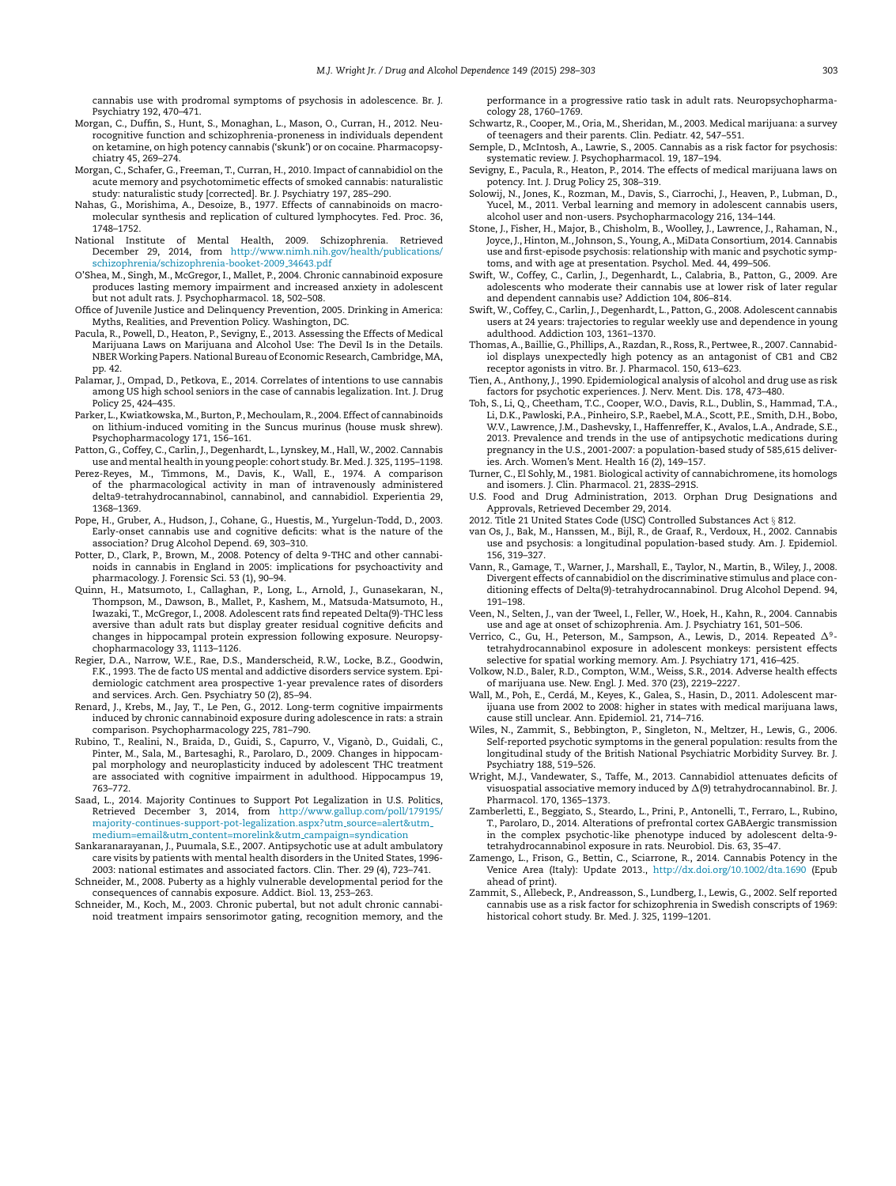cannabis use with prodromal symptoms of psychosis in adolescence. Br. J. Psychiatry 192, 470–471.

Morgan, C., Duffin, S., Hunt, S., Monaghan, L., Mason, O., Curran, H., 2012. Neurocognitive function and schizophrenia-proneness in individuals dependent on ketamine, on high potency cannabis ('skunk') or on cocaine. Pharmacopsychiatry 45, 269–274.

Morgan, C., Schafer, G., Freeman, T., Curran, H., 2010. Impact of cannabidiol on the acute memory and psychotomimetic effects of smoked cannabis: naturalistic study: naturalistic study [corrected]. Br. J. Psychiatry 197, 285–290.

Nahas, G., Morishima, A., Desoize, B., 1977. Effects of cannabinoids on macromolecular synthesis and replication of cultured lymphocytes. Fed. Proc. 36, 1748–1752.

National Institute of Mental Health, 2009. Schizophrenia. Retrieved December 29, 2014, from http://www.nimh.nih.gov/health/publications/schizophrenia/schizophrenia-booket-2009_34643.pdf

O'Shea, M., Singh, M., McGregor, I., Mallet, P., 2004. Chronic cannabinoid exposure produces lasting memory impairment and increased anxiety in adolescent but not adult rats. J. Psychopharmacol. 18, 502–508.

Office of Juvenile Justice and Delinquency Prevention, 2005. Drinking in America: Myths, Realities, and Prevention Policy. Washington, DC.

Pacula, R., Powell, D., Heaton, P., Sevigny, E., 2013. Assessing the Effects of Medical Marijuana Laws on Marijuana and Alcohol Use: The Devil Is in the Details. NBER Working Papers. National Bureau of Economic Research, Cambridge, MA, pp. 42.

Palamar, J., Ompad, D., Petkova, E., 2014. Correlates of intentions to use cannabis among US high school seniors in the case of cannabis legalization. Int. J. Drug Policy 25, 424–435.

Parker, L., Kwiatkowska, M., Burton, P., Mechoulam, R., 2004. Effect of cannabinoids on lithium-induced vomiting in the Suncus murinus (house musk shrew). Psychopharmacology 171, 156–161.

Patton, G., Coffey, C., Carlin, J., Degenhardt, L., Lynskey, M., Hall, W., 2002. Cannabis use and mental health in young people: cohort study. Br. Med. J. 325, 1195–1198.

Perez-Reyes, M., Timmons, M., Davis, K., Wall, E., 1974. A comparison of the pharmacological activity in man of intravenously administered delta9-tetrahydrocannabinol, cannabinol, and cannabidiol. Experientia 29, 1368–1369.

Pope, H., Gruber, A., Hudson, J., Cohane, G., Huestis, M., Yurgelun-Todd, D., 2003. Early-onset cannabis use and cognitive deficits: what is the nature of the association? Drug Alcohol Depend. 69, 303–310.

Potter, D., Clark, P., Brown, M., 2008. Potency of delta 9-THC and other cannabinoids in cannabis in England in 2005: implications for psychoactivity and pharmacology. J. Forensic Sci. 53 (1), 90–94.

Quinn, H., Matsumoto, I., Callaghan, P., Long, L., Arnold, J., Gunasekaran, N., Thompson, M., Dawson, B., Mallet, P., Kashem, M., Matsuda-Matsumoto, H., Iwazaki, T., McGregor, I., 2008. Adolescent rats find repeated Delta(9)-THC less aversive than adult rats but display greater residual cognitive deficits and changes in hippocampal protein expression following exposure. Neuropsychopharmacology 33, 1113–1126.

Regier, D.A., Narrow, W.E., Rae, D.S., Manderscheid, R.W., Locke, B.Z., Goodwin, F.K., 1993. The de facto US mental and addictive disorders service system. Epidemiologic catchment area prospective 1-year prevalence rates of disorders and services. Arch. Gen. Psychiatry 50 (2), 85–94.

Renard, J., Krebs, M., Jay, T., Le Pen, G., 2012. Long-term cognitive impairments induced by chronic cannabinoid exposure during adolescence in rats: a strain comparison. Psychopharmacology 225, 781–790.

Rubino, T., Realini, N., Braida, D., Guidi, S., Capurro, V., Viganò, D., Guidali, C., Pinter, M., Sala, M., Bartesaghi, R., Parolaro, D., 2009. Changes in hippocampal morphology and neuroplasticity induced by adolescent THC treatment are associated with cognitive impairment in adulthood. Hippocampus 19, 763–772.

Saad, L., 2014. Majority Continues to Support Pot Legalization in U.S. Politics, Retrieved December 3, 2014, from http://www.gallup.com/poll/179195/majority-continues-support-pot-legalization.aspx?utm_source=alert&utm_medium=email&utm_content=morelink&utm_campaign=syndication

Sankaranarayanan, J., Puumala, S.E., 2007. Antipsychotic use at adult ambulatory care visits by patients with mental health disorders in the United States, 1996-2003: national estimates and associated factors. Clin. Ther. 29 (4), 723–741.

Schneider, M., 2008. Puberty as a highly vulnerable developmental period for the consequences of cannabis exposure. Addict. Biol. 13, 253–263.

Schneider, M., Koch, M., 2003. Chronic pubertal, but not adult chronic cannabinoid treatment impairs sensorimotor gating, recognition memory, and the performance in a progressive ratio task in adult rats. Neuropsychopharmacology 28, 1760–1769.

Schwartz, R., Cooper, M., Oria, M., Sheridan, M., 2003. Medical marijuana: a survey of teenagers and their parents. Clin. Pediatr. 42, 547–551.

Semple, D., McIntosh, A., Lawrie, S., 2005. Cannabis as a risk factor for psychosis: systematic review. J. Psychopharmacol. 19, 187–194.

Sevigny, E., Pacula, R., Heaton, P., 2014. The effects of medical marijuana laws on potency. Int. J. Drug Policy 25, 308–319.

Solowij, N., Jones, K., Rozman, M., Davis, S., Ciarrochi, J., Heaven, P., Lubman, D., Yucel, M., 2011. Verbal learning and memory in adolescent cannabis users, alcohol user and non-users. Psychopharmacology 216, 134–144.

Stone, J., Fisher, H., Major, B., Chisholm, B., Woolley, J., Lawrence, J., Rahaman, N., Joyce, J., Hinton, M., Johnson, S., Young, A., MiData Consortium, 2014. Cannabis use and first-episode psychosis: relationship with manic and psychotic symptoms, and with age at presentation. Psychol. Med. 44, 499–506.

Swift, W., Coffey, C., Carlin, J., Degenhardt, L., Calabria, B., Patton, G., 2009. Are adolescents who moderate their cannabis use at lower risk of later regular and dependent cannabis use? Addiction 104, 806–814.

Swift, W., Coffey, C., Carlin, J., Degenhardt, L., Patton, G., 2008. Adolescent cannabis users at 24 years: trajectories to regular weekly use and dependence in young adulthood. Addiction 103, 1361–1370.

Thomas, A., Baillie, G., Phillips, A., Razdan, R., Ross, R., Pertwee, R., 2007. Cannabidiol displays unexpectedly high potency as an antagonist of CB1 and CB2 receptor agonists in vitro. Br. J. Pharmacol. 150, 613–623.

Tien, A., Anthony, J., 1990. Epidemiological analysis of alcohol and drug use as risk factors for psychotic experiences. J. Nerv. Ment. Dis. 178, 473–480.

Toh, S., Li, Q., Cheetham, T.C., Cooper, W.O., Davis, R.L., Dublin, S., Hammad, T.A., Li, D.K., Pawloski, P.A., Pinheiro, S.P., Raebel, M.A., Scott, P.E., Smith, D.H., Bobo, W.V., Lawrence, J.M., Dashevsky, I., Haffenreffer, K., Avalos, L.A., Andrade, S.E., 2013. Prevalence and trends in the use of antipsychotic medications during pregnancy in the U.S., 2001-2007: a population-based study of 585,615 deliveries. Arch. Women's Ment. Health 16 (2), 149–157.

Turner, C., El Sohly, M., 1981. Biological activity of cannabichromene, its homologs and isomers. J. Clin. Pharmacol. 21, 283S–291S.

U.S. Food and Drug Administration, 2013. Orphan Drug Designations and Approvals, Retrieved December 29, 2014.

2012. Title 21 United States Code (USC) Controlled Substances Act § 812.

van Os, J., Bak, M., Hanssen, M., Bijl, R., de Graaf, R., Verdoux, H., 2002. Cannabis use and psychosis: a longitudinal population-based study. Am. J. Epidemiol. 156, 319–327.

Vann, R., Gamage, T., Warner, J., Marshall, E., Taylor, N., Martin, B., Wiley, J., 2008. Divergent effects of cannabidiol on the discriminative stimulus and place conditioning effects of Delta(9)-tetrahydrocannabinol. Drug Alcohol Depend. 94, 191–198.

Veen, N., Selten, J., van der Tweel, I., Feller, W., Hoek, H., Kahn, R., 2004. Cannabis use and age at onset of schizophrenia. Am. J. Psychiatry 161, 501–506.

Verrico, C., Gu, H., Peterson, M., Sampson, A., Lewis, D., 2014. Repeated $\Delta^9$-tetrahydrocannabinol exposure in adolescent monkeys: persistent effects selective for spatial working memory. Am. J. Psychiatry 171, 416–425.

Volkow, N.D., Baler, R.D., Compton, W.M., Weiss, S.R., 2014. Adverse health effects of marijuana use. New. Engl. J. Med. 370 (23), 2219–2227.

Wall, M., Poh, E., Cerdá, M., Keyes, K., Galea, S., Hasin, D., 2011. Adolescent marijuana use from 2002 to 2008: higher in states with medical marijuana laws, cause still unclear. Ann. Epidemiol. 21, 714–716.

Wiles, N., Zammit, S., Bebbington, P., Singleton, N., Meltzer, H., Lewis, G., 2006. Self-reported psychotic symptoms in the general population: results from the longitudinal study of the British National Psychiatric Morbidity Survey. Br. J. Psychiatry 188, 519–526.

Wright, M.J., Vandewater, S., Taffe, M., 2013. Cannabidiol attenuates deficits of visuospatial associative memory induced by $\Delta$(9) tetrahydrocannabinol. Br. J. Pharmacol. 170, 1365–1373.

Zamberletti, E., Beggiato, S., Steardo, L., Prini, P., Antonelli, T., Ferraro, L., Rubino, T., Parolaro, D., 2014. Alterations of prefrontal cortex GABAergic transmission in the complex psychotic-like phenotype induced by adolescent delta-9-tetrahydrocannabinol exposure in rats. Neurobiol. Dis. 63, 35–47.

Zamengo, L., Frison, G., Bettin, C., Sciarrone, R., 2014. Cannabis Potency in the Venice Area (Italy): Update 2013., http://dx.doi.org/10.1002/dta.1690 (Epub ahead of print).

Zammit, S., Allebeck, P., Andreasson, S., Lundberg, I., Lewis, G., 2002. Self reported cannabis use as a risk factor for schizophrenia in Swedish conscripts of 1969: historical cohort study. Br. Med. J. 325, 1199–1201.